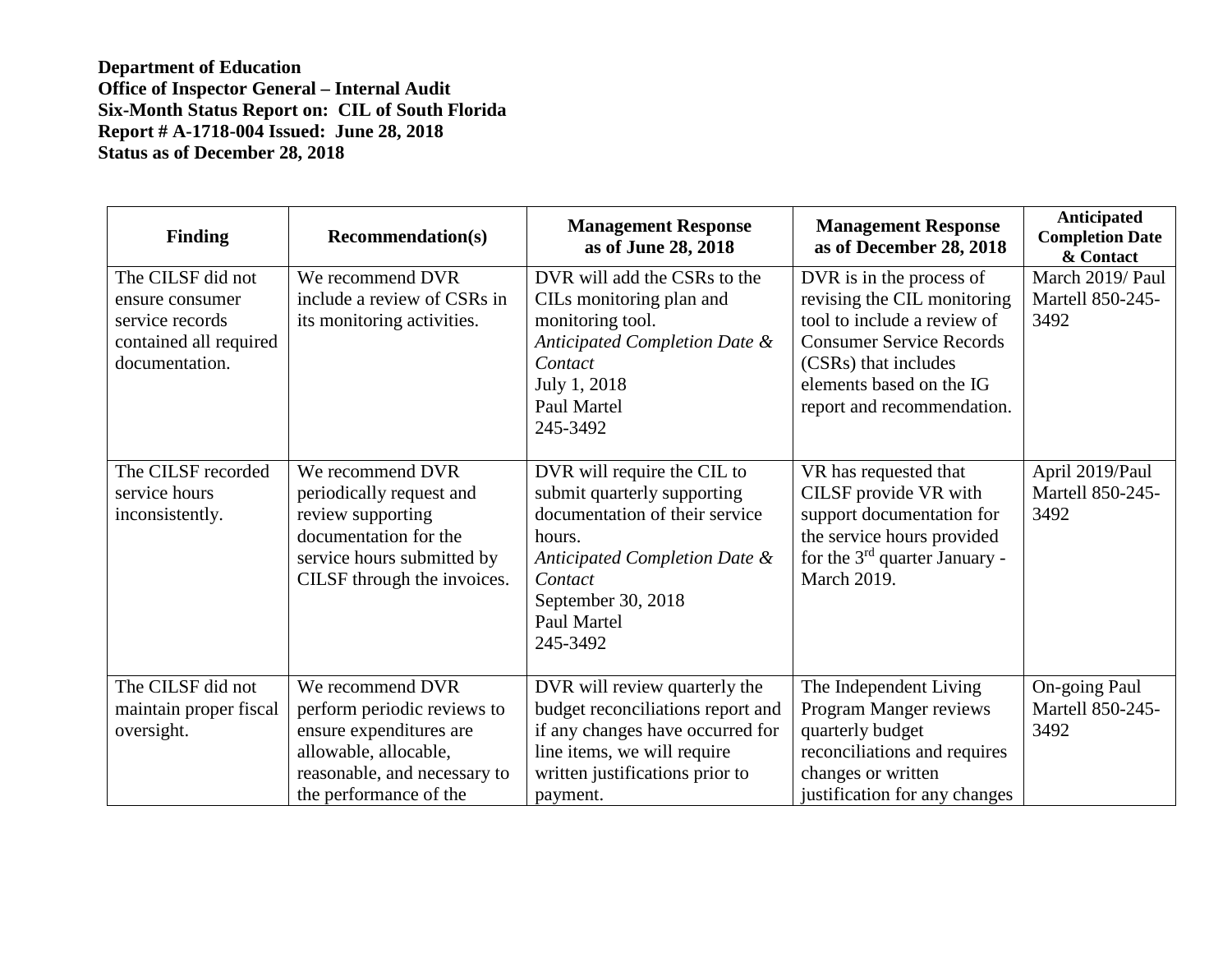**Department of Education**
**Office of Inspector General – Internal Audit**
**Six-Month Status Report on: CIL of South Florida**
**Report # A-1718-004 Issued: June 28, 2018**
**Status as of December 28, 2018**

| Finding | Recommendation(s) | Management Response as of June 28, 2018 | Management Response as of December 28, 2018 | Anticipated Completion Date & Contact |
|---|---|---|---|---|
| The CILSF did not ensure consumer service records contained all required documentation. | We recommend DVR include a review of CSRs in its monitoring activities. | DVR will add the CSRs to the CILs monitoring plan and monitoring tool. *Anticipated Completion Date & Contact* July 1, 2018 Paul Martel 245-3492 | DVR is in the process of revising the CIL monitoring tool to include a review of Consumer Service Records (CSRs) that includes elements based on the IG report and recommendation. | March 2019/ Paul Martell 850-245-3492 |
| The CILSF recorded service hours inconsistently. | We recommend DVR periodically request and review supporting documentation for the service hours submitted by CILSF through the invoices. | DVR will require the CIL to submit quarterly supporting documentation of their service hours. *Anticipated Completion Date & Contact* September 30, 2018 Paul Martel 245-3492 | VR has requested that CILSF provide VR with support documentation for the service hours provided for the 3rd quarter January - March 2019. | April 2019/Paul Martell 850-245-3492 |
| The CILSF did not maintain proper fiscal oversight. | We recommend DVR perform periodic reviews to ensure expenditures are allowable, allocable, reasonable, and necessary to the performance of the | DVR will review quarterly the budget reconciliations report and if any changes have occurred for line items, we will require written justifications prior to payment. | The Independent Living Program Manger reviews quarterly budget reconciliations and requires changes or written justification for any changes | On-going Paul Martell 850-245-3492 |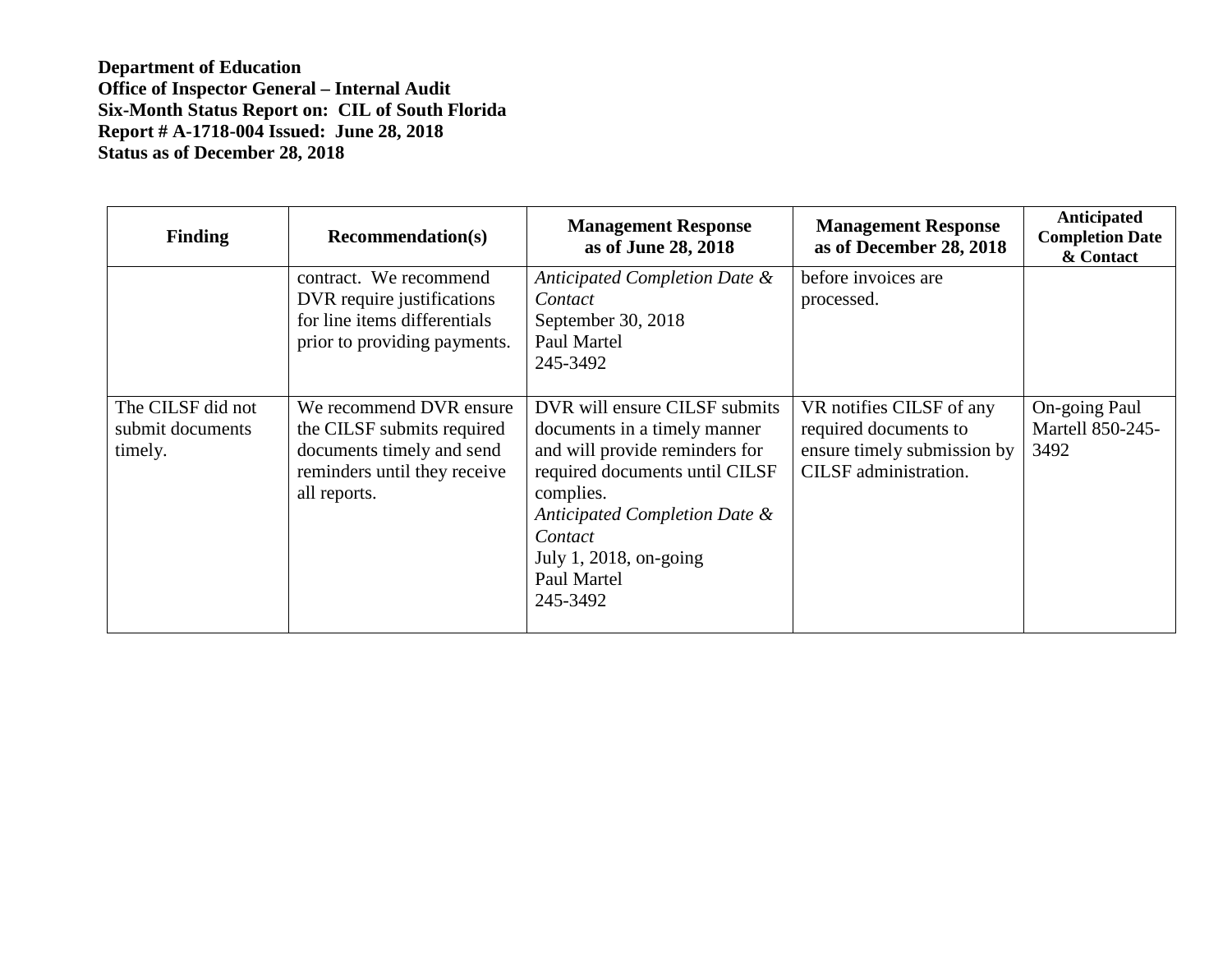**Department of Education**
**Office of Inspector General – Internal Audit**
**Six-Month Status Report on: CIL of South Florida**
**Report # A-1718-004 Issued: June 28, 2018**
**Status as of December 28, 2018**

| Finding | Recommendation(s) | Management Response as of June 28, 2018 | Management Response as of December 28, 2018 | Anticipated Completion Date & Contact |
|---|---|---|---|---|
| | contract. We recommend DVR require justifications for line items differentials prior to providing payments. | *Anticipated Completion Date & Contact* September 30, 2018 Paul Martel 245-3492 | before invoices are processed. | |
| The CILSF did not submit documents timely. | We recommend DVR ensure the CILSF submits required documents timely and send reminders until they receive all reports. | DVR will ensure CILSF submits documents in a timely manner and will provide reminders for required documents until CILSF complies. *Anticipated Completion Date & Contact* July 1, 2018, on-going Paul Martel 245-3492 | VR notifies CILSF of any required documents to ensure timely submission by CILSF administration. | On-going Paul Martell 850-245-3492 |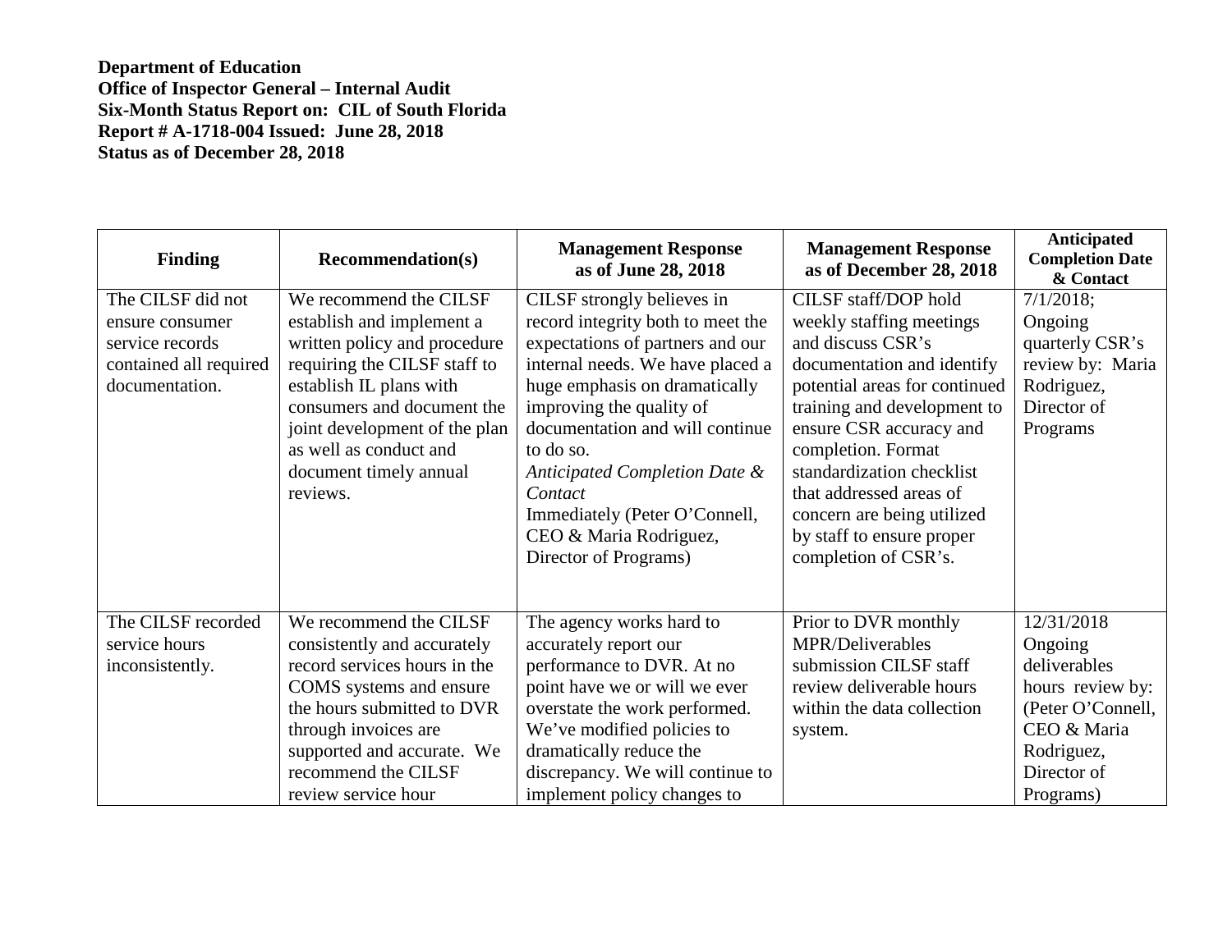**Department of Education**
**Office of Inspector General – Internal Audit**
**Six-Month Status Report on: CIL of South Florida**
**Report # A-1718-004 Issued: June 28, 2018**
**Status as of December 28, 2018**

| Finding | Recommendation(s) | Management Response as of June 28, 2018 | Management Response as of December 28, 2018 | Anticipated Completion Date & Contact |
|---|---|---|---|---|
| The CILSF did not ensure consumer service records contained all required documentation. | We recommend the CILSF establish and implement a written policy and procedure requiring the CILSF staff to establish IL plans with consumers and document the joint development of the plan as well as conduct and document timely annual reviews. | CILSF strongly believes in record integrity both to meet the expectations of partners and our internal needs. We have placed a huge emphasis on dramatically improving the quality of documentation and will continue to do so. *Anticipated Completion Date & Contact* Immediately (Peter O'Connell, CEO & Maria Rodriguez, Director of Programs) | CILSF staff/DOP hold weekly staffing meetings and discuss CSR's documentation and identify potential areas for continued training and development to ensure CSR accuracy and completion. Format standardization checklist that addressed areas of concern are being utilized by staff to ensure proper completion of CSR's. | 7/1/2018; Ongoing quarterly CSR's review by: Maria Rodriguez, Director of Programs |
| The CILSF recorded service hours inconsistently. | We recommend the CILSF consistently and accurately record services hours in the COMS systems and ensure the hours submitted to DVR through invoices are supported and accurate. We recommend the CILSF review service hour | The agency works hard to accurately report our performance to DVR. At no point have we or will we ever overstate the work performed. We've modified policies to dramatically reduce the discrepancy. We will continue to implement policy changes to | Prior to DVR monthly MPR/Deliverables submission CILSF staff review deliverable hours within the data collection system. | 12/31/2018 Ongoing deliverables hours review by: (Peter O'Connell, CEO & Maria Rodriguez, Director of Programs) |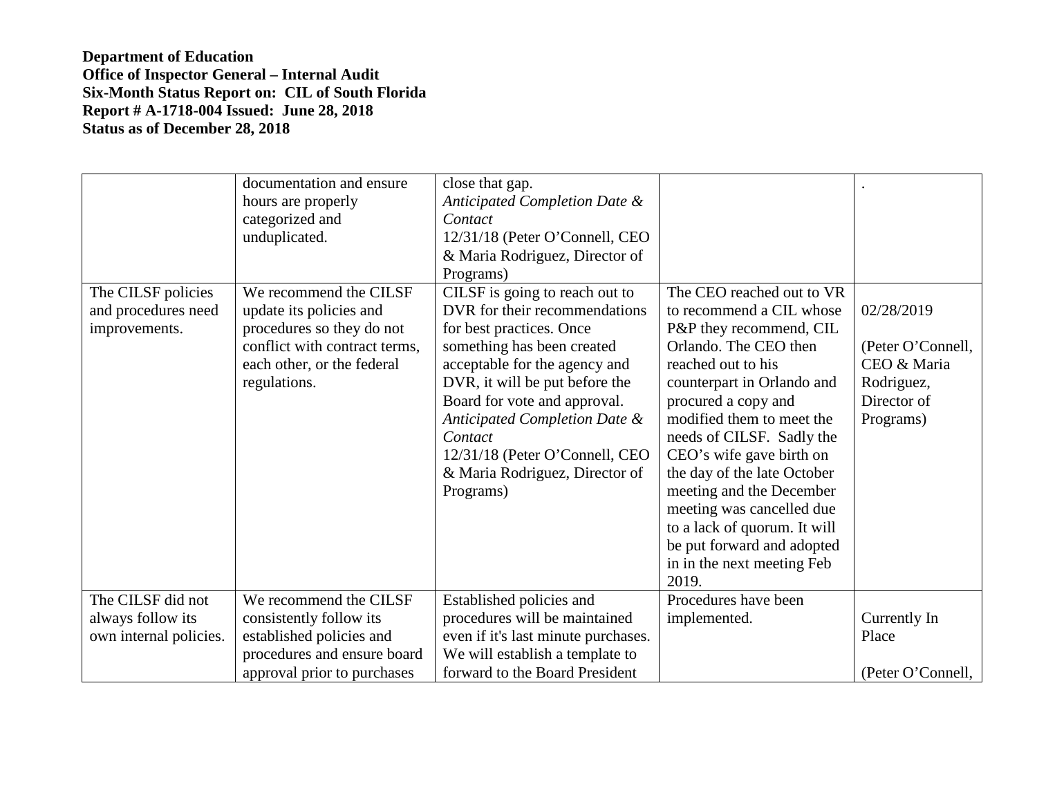**Department of Education**
**Office of Inspector General – Internal Audit**
**Six-Month Status Report on: CIL of South Florida**
**Report # A-1718-004 Issued: June 28, 2018**
**Status as of December 28, 2018**

| | | | | |
|---|---|---|---|---|
| | documentation and ensure hours are properly categorized and unduplicated. | close that gap. *Anticipated Completion Date & Contact* 12/31/18 (Peter O'Connell, CEO & Maria Rodriguez, Director of Programs) | | . |
| The CILSF policies and procedures need improvements. | We recommend the CILSF update its policies and procedures so they do not conflict with contract terms, each other, or the federal regulations. | CILSF is going to reach out to DVR for their recommendations for best practices. Once something has been created acceptable for the agency and DVR, it will be put before the Board for vote and approval. *Anticipated Completion Date & Contact* 12/31/18 (Peter O'Connell, CEO & Maria Rodriguez, Director of Programs) | The CEO reached out to VR to recommend a CIL whose P&P they recommend, CIL Orlando. The CEO then reached out to his counterpart in Orlando and procured a copy and modified them to meet the needs of CILSF. Sadly the CEO's wife gave birth on the day of the late October meeting and the December meeting was cancelled due to a lack of quorum. It will be put forward and adopted in in the next meeting Feb 2019. | 02/28/2019 (Peter O'Connell, CEO & Maria Rodriguez, Director of Programs) |
| The CILSF did not always follow its own internal policies. | We recommend the CILSF consistently follow its established policies and procedures and ensure board approval prior to purchases | Established policies and procedures will be maintained even if it's last minute purchases. We will establish a template to forward to the Board President | Procedures have been implemented. | Currently In Place (Peter O'Connell, |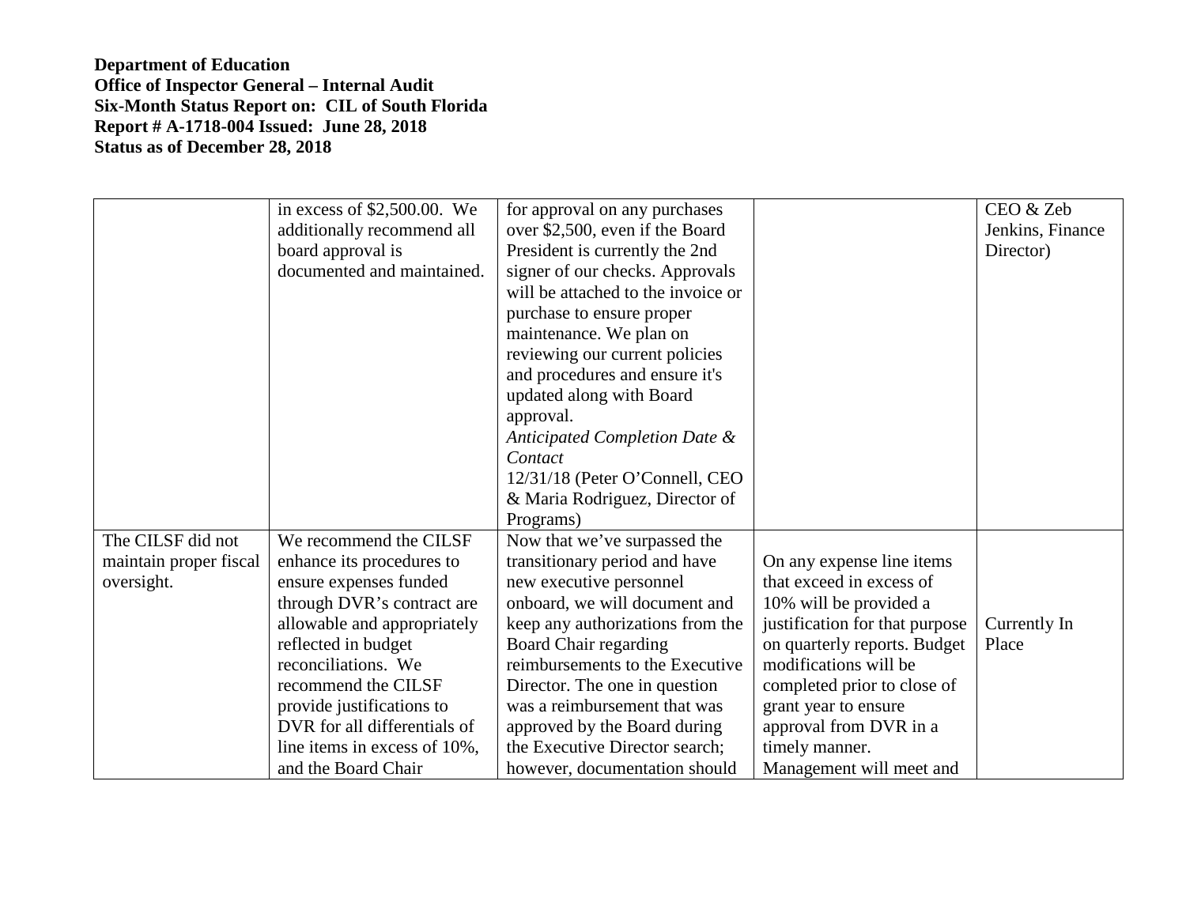**Department of Education**
**Office of Inspector General – Internal Audit**
**Six-Month Status Report on: CIL of South Florida**
**Report # A-1718-004 Issued: June 28, 2018**
**Status as of December 28, 2018**

| | | | | |
|---|---|---|---|---|
| | in excess of $2,500.00. We additionally recommend all board approval is documented and maintained. | for approval on any purchases over $2,500, even if the Board President is currently the 2nd signer of our checks. Approvals will be attached to the invoice or purchase to ensure proper maintenance. We plan on reviewing our current policies and procedures and ensure it's updated along with Board approval. *Anticipated Completion Date & Contact* 12/31/18 (Peter O'Connell, CEO & Maria Rodriguez, Director of Programs) | | CEO & Zeb Jenkins, Finance Director) |
| The CILSF did not maintain proper fiscal oversight. | We recommend the CILSF enhance its procedures to ensure expenses funded through DVR's contract are allowable and appropriately reflected in budget reconciliations. We recommend the CILSF provide justifications to DVR for all differentials of line items in excess of 10%, and the Board Chair | Now that we've surpassed the transitionary period and have new executive personnel onboard, we will document and keep any authorizations from the Board Chair regarding reimbursements to the Executive Director. The one in question was a reimbursement that was approved by the Board during the Executive Director search; however, documentation should | On any expense line items that exceed in excess of 10% will be provided a justification for that purpose on quarterly reports. Budget modifications will be completed prior to close of grant year to ensure approval from DVR in a timely manner. Management will meet and | Currently In Place |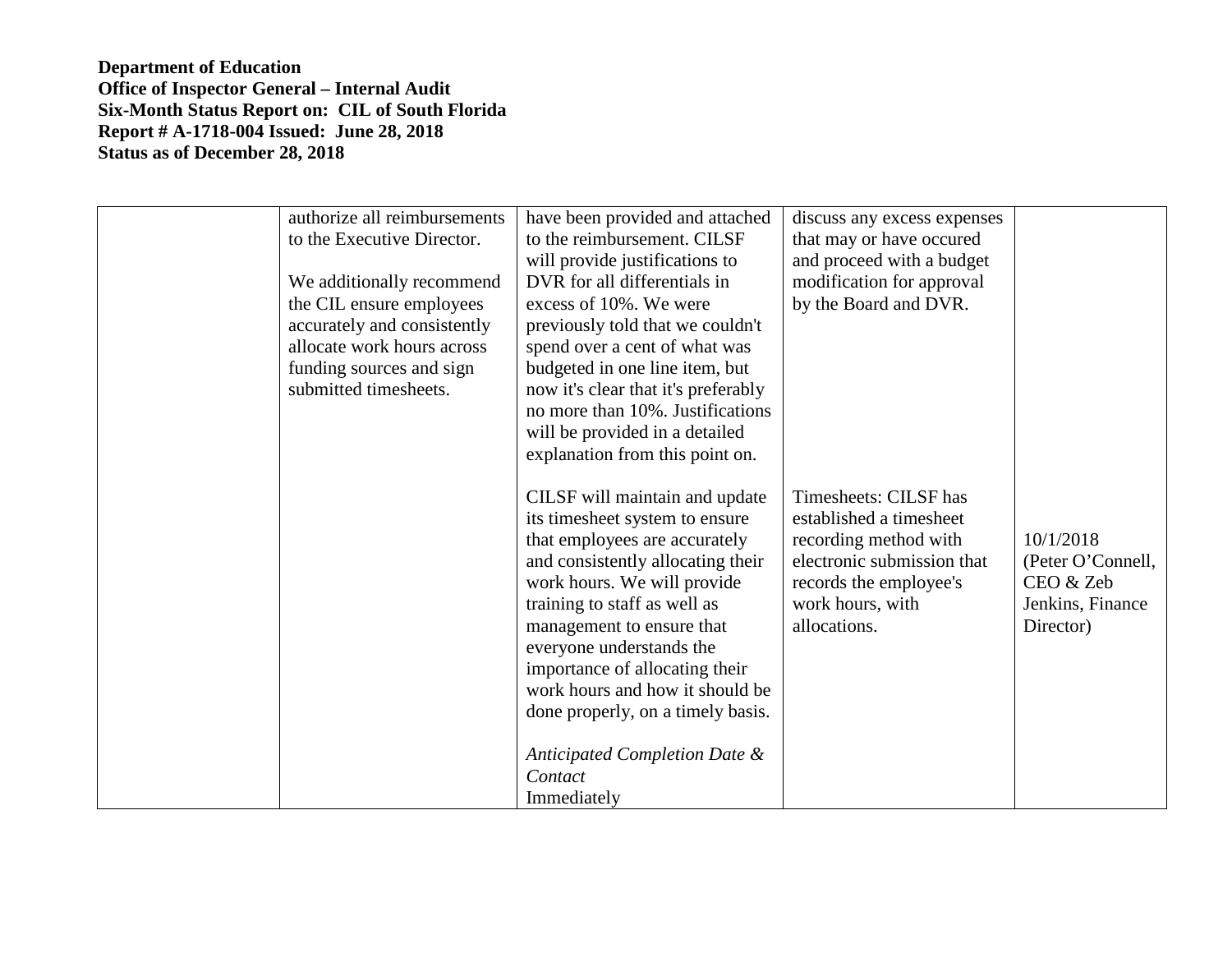**Department of Education**
**Office of Inspector General – Internal Audit**
**Six-Month Status Report on: CIL of South Florida**
**Report # A-1718-004 Issued: June 28, 2018**
**Status as of December 28, 2018**

| | | | | |
|---|---|---|---|---|
| | authorize all reimbursements to the Executive Director.<br><br>We additionally recommend the CIL ensure employees accurately and consistently allocate work hours across funding sources and sign submitted timesheets. | have been provided and attached to the reimbursement. CILSF will provide justifications to DVR for all differentials in excess of 10%. We were previously told that we couldn't spend over a cent of what was budgeted in one line item, but now it's clear that it's preferably no more than 10%. Justifications will be provided in a detailed explanation from this point on.<br><br>CILSF will maintain and update its timesheet system to ensure that employees are accurately and consistently allocating their work hours. We will provide training to staff as well as management to ensure that everyone understands the importance of allocating their work hours and how it should be done properly, on a timely basis.<br><br>*Anticipated Completion Date & Contact*<br>Immediately | discuss any excess expenses that may or have occured and proceed with a budget modification for approval by the Board and DVR.<br><br>Timesheets: CILSF has established a timesheet recording method with electronic submission that records the employee's work hours, with allocations. | 10/1/2018 (Peter O'Connell, CEO & Zeb Jenkins, Finance Director) |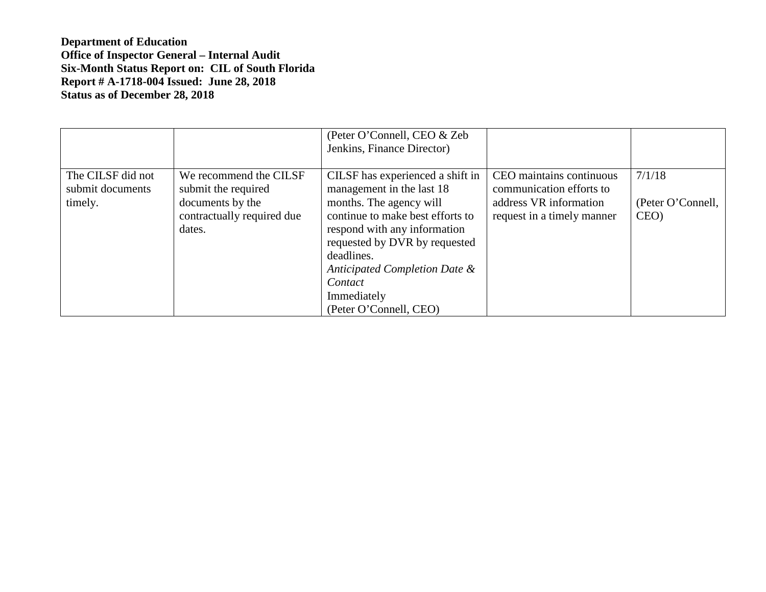**Department of Education**
**Office of Inspector General – Internal Audit**
**Six-Month Status Report on: CIL of South Florida**
**Report # A-1718-004 Issued: June 28, 2018**
**Status as of December 28, 2018**

| | | | | |
|---|---|---|---|---|
| | | (Peter O'Connell, CEO & Zeb Jenkins, Finance Director) | | |
| The CILSF did not submit documents timely. | We recommend the CILSF submit the required documents by the contractually required due dates. | CILSF has experienced a shift in management in the last 18 months. The agency will continue to make best efforts to respond with any information requested by DVR by requested deadlines.<br>*Anticipated Completion Date & Contact*<br>Immediately<br>(Peter O'Connell, CEO) | CEO maintains continuous communication efforts to address VR information request in a timely manner | 7/1/18<br><br>(Peter O'Connell, CEO) |